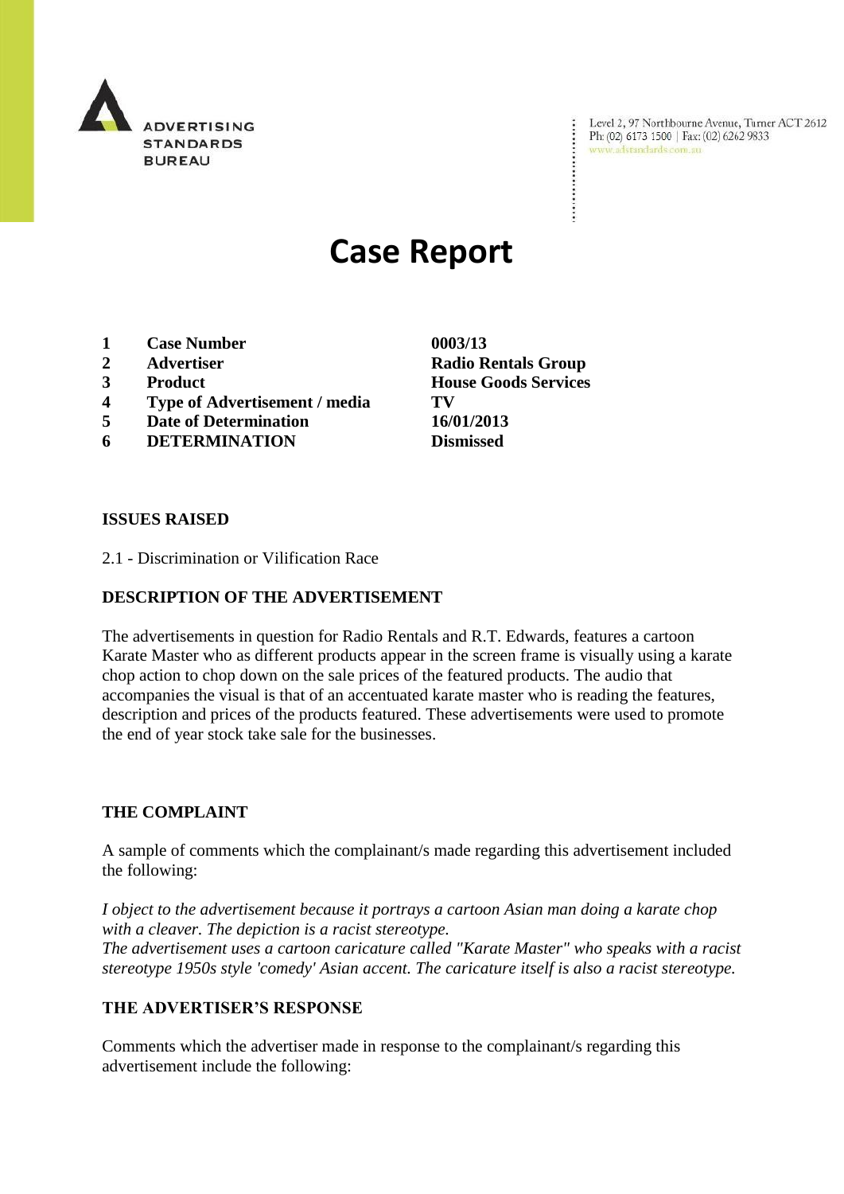ADVERTISING STANDARDS BUREAU

Level 2, 97 Northbourne Avenue, Turner ACT 2612
Ph: (02) 6173 1500 | Fax: (02) 6262 9833
www.adstandards.com.au

# Case Report

| | | |
|---|---|---|
| 1 | **Case Number** | **0003/13** |
| 2 | **Advertiser** | **Radio Rentals Group** |
| 3 | **Product** | **House Goods Services** |
| 4 | **Type of Advertisement / media** | **TV** |
| 5 | **Date of Determination** | **16/01/2013** |
| 6 | **DETERMINATION** | **Dismissed** |

**ISSUES RAISED**

2.1 - Discrimination or Vilification Race

**DESCRIPTION OF THE ADVERTISEMENT**

The advertisements in question for Radio Rentals and R.T. Edwards, features a cartoon Karate Master who as different products appear in the screen frame is visually using a karate chop action to chop down on the sale prices of the featured products. The audio that accompanies the visual is that of an accentuated karate master who is reading the features, description and prices of the products featured. These advertisements were used to promote the end of year stock take sale for the businesses.

**THE COMPLAINT**

A sample of comments which the complainant/s made regarding this advertisement included the following:

*I object to the advertisement because it portrays a cartoon Asian man doing a karate chop with a cleaver. The depiction is a racist stereotype.*
*The advertisement uses a cartoon caricature called "Karate Master" who speaks with a racist stereotype 1950s style 'comedy' Asian accent. The caricature itself is also a racist stereotype.*

**THE ADVERTISER'S RESPONSE**

Comments which the advertiser made in response to the complainant/s regarding this advertisement include the following: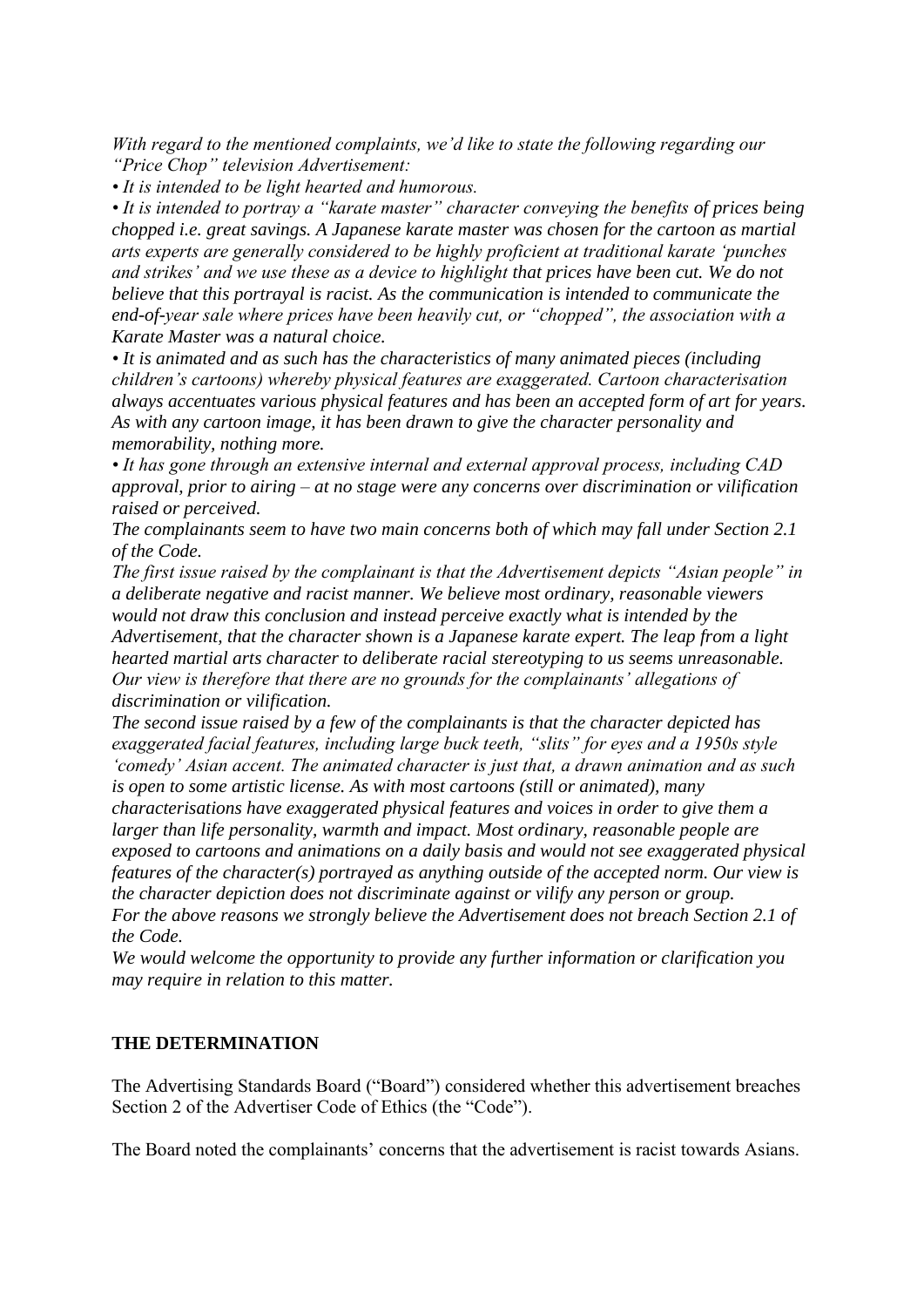*With regard to the mentioned complaints, we'd like to state the following regarding our "Price Chop" television Advertisement:*

- *It is intended to be light hearted and humorous.*
- *It is intended to portray a "karate master" character conveying the benefits of prices being chopped i.e. great savings. A Japanese karate master was chosen for the cartoon as martial arts experts are generally considered to be highly proficient at traditional karate 'punches and strikes' and we use these as a device to highlight that prices have been cut. We do not believe that this portrayal is racist. As the communication is intended to communicate the end-of-year sale where prices have been heavily cut, or "chopped", the association with a Karate Master was a natural choice.*
- *It is animated and as such has the characteristics of many animated pieces (including children's cartoons) whereby physical features are exaggerated. Cartoon characterisation always accentuates various physical features and has been an accepted form of art for years. As with any cartoon image, it has been drawn to give the character personality and memorability, nothing more.*
- *It has gone through an extensive internal and external approval process, including CAD approval, prior to airing – at no stage were any concerns over discrimination or vilification raised or perceived.*

*The complainants seem to have two main concerns both of which may fall under Section 2.1 of the Code.*

*The first issue raised by the complainant is that the Advertisement depicts "Asian people" in a deliberate negative and racist manner. We believe most ordinary, reasonable viewers would not draw this conclusion and instead perceive exactly what is intended by the Advertisement, that the character shown is a Japanese karate expert. The leap from a light hearted martial arts character to deliberate racial stereotyping to us seems unreasonable. Our view is therefore that there are no grounds for the complainants' allegations of discrimination or vilification.*

*The second issue raised by a few of the complainants is that the character depicted has exaggerated facial features, including large buck teeth, "slits" for eyes and a 1950s style 'comedy' Asian accent. The animated character is just that, a drawn animation and as such is open to some artistic license. As with most cartoons (still or animated), many characterisations have exaggerated physical features and voices in order to give them a larger than life personality, warmth and impact. Most ordinary, reasonable people are exposed to cartoons and animations on a daily basis and would not see exaggerated physical features of the character(s) portrayed as anything outside of the accepted norm. Our view is the character depiction does not discriminate against or vilify any person or group.*

*For the above reasons we strongly believe the Advertisement does not breach Section 2.1 of the Code.*

*We would welcome the opportunity to provide any further information or clarification you may require in relation to this matter.*

**THE DETERMINATION**

The Advertising Standards Board ("Board") considered whether this advertisement breaches Section 2 of the Advertiser Code of Ethics (the "Code").

The Board noted the complainants' concerns that the advertisement is racist towards Asians.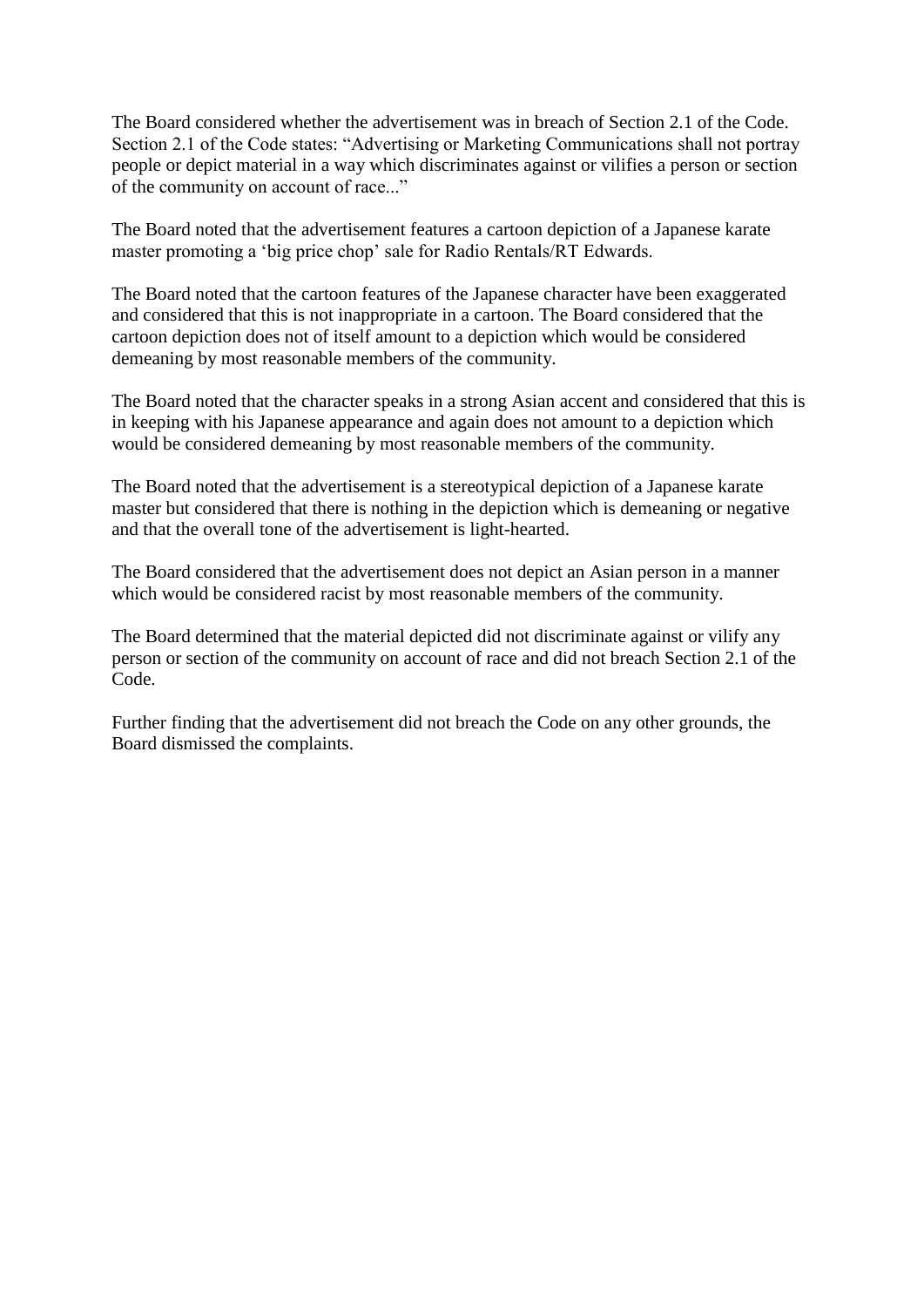The Board considered whether the advertisement was in breach of Section 2.1 of the Code. Section 2.1 of the Code states: "Advertising or Marketing Communications shall not portray people or depict material in a way which discriminates against or vilifies a person or section of the community on account of race..."

The Board noted that the advertisement features a cartoon depiction of a Japanese karate master promoting a 'big price chop' sale for Radio Rentals/RT Edwards.

The Board noted that the cartoon features of the Japanese character have been exaggerated and considered that this is not inappropriate in a cartoon. The Board considered that the cartoon depiction does not of itself amount to a depiction which would be considered demeaning by most reasonable members of the community.

The Board noted that the character speaks in a strong Asian accent and considered that this is in keeping with his Japanese appearance and again does not amount to a depiction which would be considered demeaning by most reasonable members of the community.

The Board noted that the advertisement is a stereotypical depiction of a Japanese karate master but considered that there is nothing in the depiction which is demeaning or negative and that the overall tone of the advertisement is light-hearted.

The Board considered that the advertisement does not depict an Asian person in a manner which would be considered racist by most reasonable members of the community.

The Board determined that the material depicted did not discriminate against or vilify any person or section of the community on account of race and did not breach Section 2.1 of the Code.

Further finding that the advertisement did not breach the Code on any other grounds, the Board dismissed the complaints.